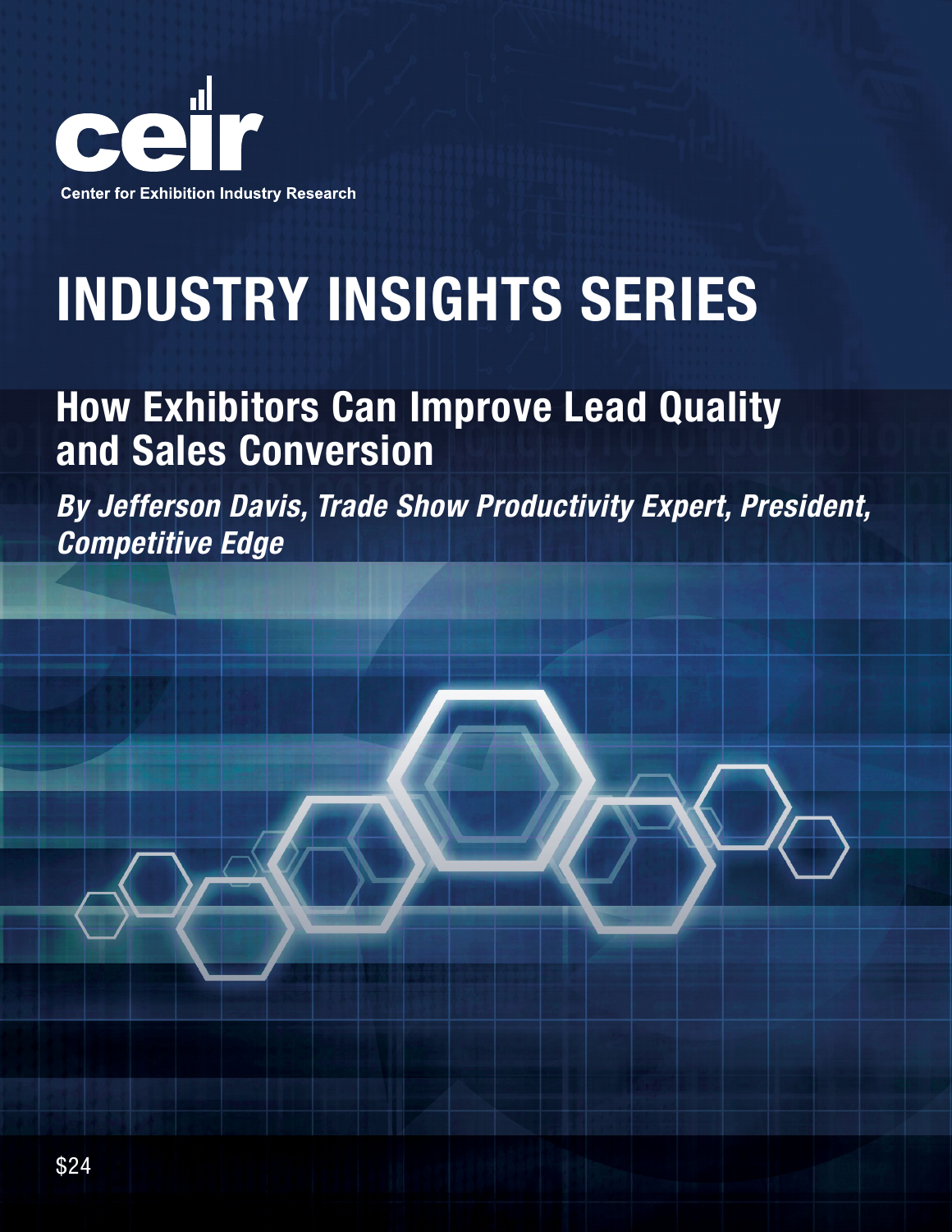**ceir**

Center for Exhibition Industry Research

# INDUSTRY INSIGHTS SERIES

## How Exhibitors Can Improve Lead Quality and Sales Conversion

***By Jefferson Davis, Trade Show Productivity Expert, President, Competitive Edge***

$24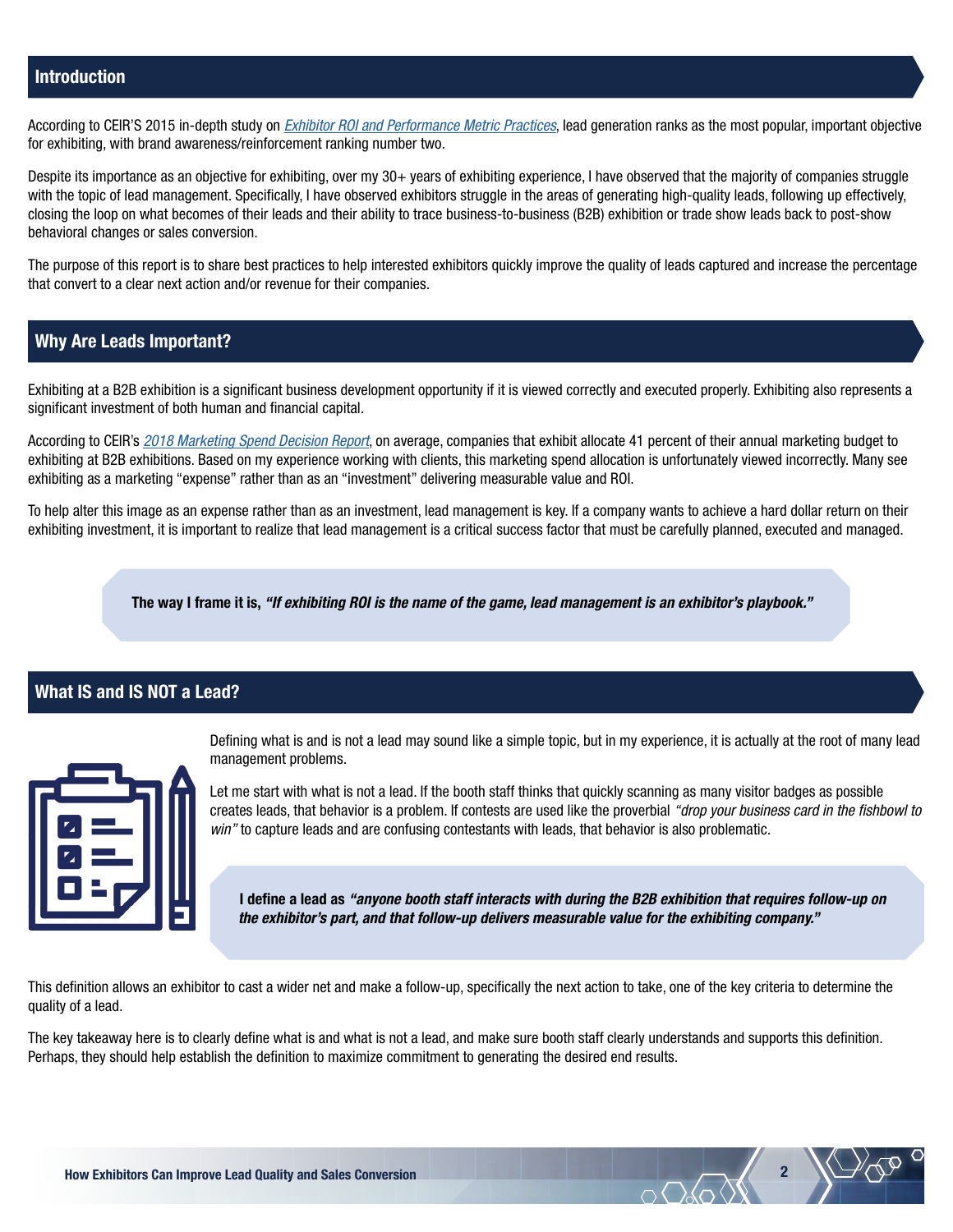## Introduction

According to CEIR'S 2015 in-depth study on *Exhibitor ROI and Performance Metric Practices*, lead generation ranks as the most popular, important objective for exhibiting, with brand awareness/reinforcement ranking number two.

Despite its importance as an objective for exhibiting, over my 30+ years of exhibiting experience, I have observed that the majority of companies struggle with the topic of lead management. Specifically, I have observed exhibitors struggle in the areas of generating high-quality leads, following up effectively, closing the loop on what becomes of their leads and their ability to trace business-to-business (B2B) exhibition or trade show leads back to post-show behavioral changes or sales conversion.

The purpose of this report is to share best practices to help interested exhibitors quickly improve the quality of leads captured and increase the percentage that convert to a clear next action and/or revenue for their companies.

## Why Are Leads Important?

Exhibiting at a B2B exhibition is a significant business development opportunity if it is viewed correctly and executed properly. Exhibiting also represents a significant investment of both human and financial capital.

According to CEIR's *2018 Marketing Spend Decision Report*, on average, companies that exhibit allocate 41 percent of their annual marketing budget to exhibiting at B2B exhibitions. Based on my experience working with clients, this marketing spend allocation is unfortunately viewed incorrectly. Many see exhibiting as a marketing "expense" rather than as an "investment" delivering measurable value and ROI.

To help alter this image as an expense rather than as an investment, lead management is key. If a company wants to achieve a hard dollar return on their exhibiting investment, it is important to realize that lead management is a critical success factor that must be carefully planned, executed and managed.

> **The way I frame it is, *"If exhibiting ROI is the name of the game, lead management is an exhibitor's playbook."***

## What IS and IS NOT a Lead?

Defining what is and is not a lead may sound like a simple topic, but in my experience, it is actually at the root of many lead management problems.

Let me start with what is not a lead. If the booth staff thinks that quickly scanning as many visitor badges as possible creates leads, that behavior is a problem. If contests are used like the proverbial *"drop your business card in the fishbowl to win"* to capture leads and are confusing contestants with leads, that behavior is also problematic.

> **I define a lead as *"anyone booth staff interacts with during the B2B exhibition that requires follow-up on the exhibitor's part, and that follow-up delivers measurable value for the exhibiting company."***

This definition allows an exhibitor to cast a wider net and make a follow-up, specifically the next action to take, one of the key criteria to determine the quality of a lead.

The key takeaway here is to clearly define what is and what is not a lead, and make sure booth staff clearly understands and supports this definition. Perhaps, they should help establish the definition to maximize commitment to generating the desired end results.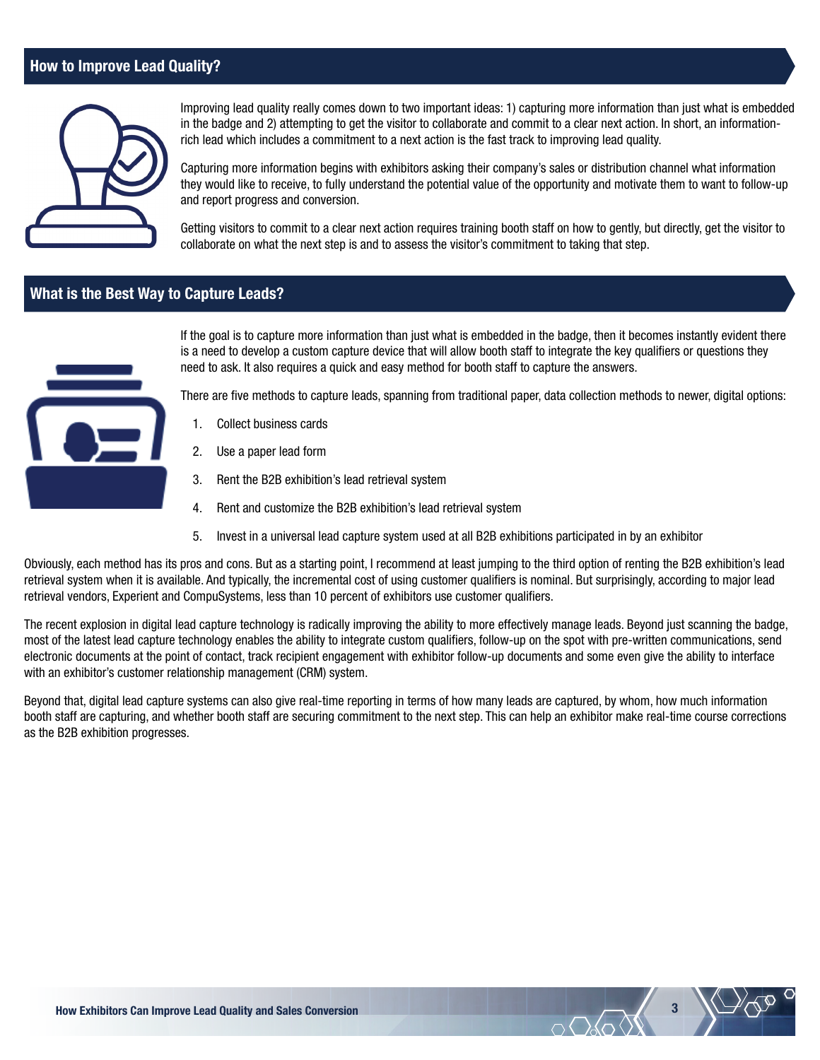## How to Improve Lead Quality?

Improving lead quality really comes down to two important ideas: 1) capturing more information than just what is embedded in the badge and 2) attempting to get the visitor to collaborate and commit to a clear next action. In short, an information-rich lead which includes a commitment to a next action is the fast track to improving lead quality.

Capturing more information begins with exhibitors asking their company's sales or distribution channel what information they would like to receive, to fully understand the potential value of the opportunity and motivate them to want to follow-up and report progress and conversion.

Getting visitors to commit to a clear next action requires training booth staff on how to gently, but directly, get the visitor to collaborate on what the next step is and to assess the visitor's commitment to taking that step.

## What is the Best Way to Capture Leads?

If the goal is to capture more information than just what is embedded in the badge, then it becomes instantly evident there is a need to develop a custom capture device that will allow booth staff to integrate the key qualifiers or questions they need to ask. It also requires a quick and easy method for booth staff to capture the answers.

There are five methods to capture leads, spanning from traditional paper, data collection methods to newer, digital options:

1. Collect business cards
2. Use a paper lead form
3. Rent the B2B exhibition's lead retrieval system
4. Rent and customize the B2B exhibition's lead retrieval system
5. Invest in a universal lead capture system used at all B2B exhibitions participated in by an exhibitor

Obviously, each method has its pros and cons. But as a starting point, I recommend at least jumping to the third option of renting the B2B exhibition's lead retrieval system when it is available. And typically, the incremental cost of using customer qualifiers is nominal. But surprisingly, according to major lead retrieval vendors, Experient and CompuSystems, less than 10 percent of exhibitors use customer qualifiers.

The recent explosion in digital lead capture technology is radically improving the ability to more effectively manage leads. Beyond just scanning the badge, most of the latest lead capture technology enables the ability to integrate custom qualifiers, follow-up on the spot with pre-written communications, send electronic documents at the point of contact, track recipient engagement with exhibitor follow-up documents and some even give the ability to interface with an exhibitor's customer relationship management (CRM) system.

Beyond that, digital lead capture systems can also give real-time reporting in terms of how many leads are captured, by whom, how much information booth staff are capturing, and whether booth staff are securing commitment to the next step. This can help an exhibitor make real-time course corrections as the B2B exhibition progresses.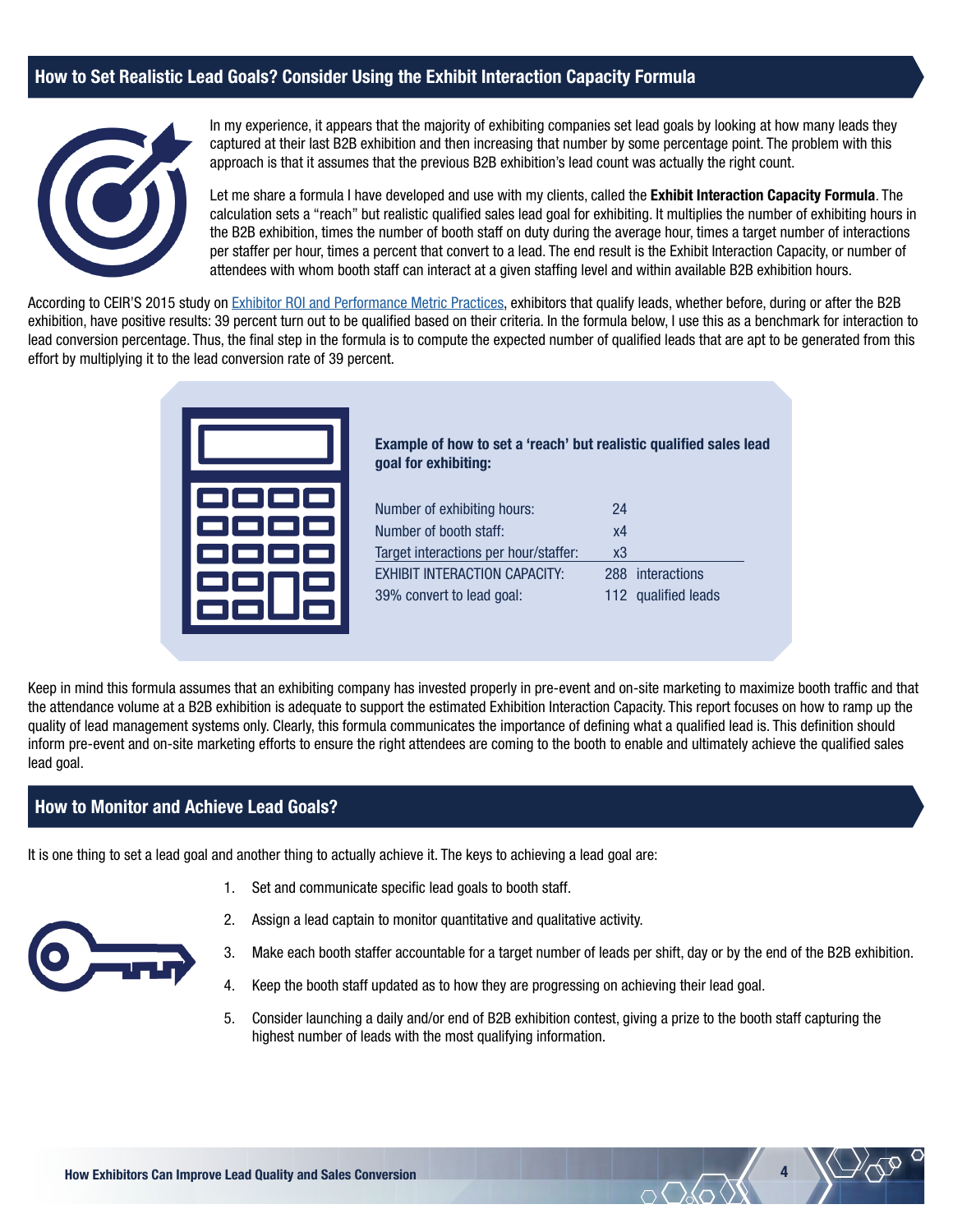## How to Set Realistic Lead Goals? Consider Using the Exhibit Interaction Capacity Formula

In my experience, it appears that the majority of exhibiting companies set lead goals by looking at how many leads they captured at their last B2B exhibition and then increasing that number by some percentage point. The problem with this approach is that it assumes that the previous B2B exhibition's lead count was actually the right count.

Let me share a formula I have developed and use with my clients, called the **Exhibit Interaction Capacity Formula**. The calculation sets a "reach" but realistic qualified sales lead goal for exhibiting. It multiplies the number of exhibiting hours in the B2B exhibition, times the number of booth staff on duty during the average hour, times a target number of interactions per staffer per hour, times a percent that convert to a lead. The end result is the Exhibit Interaction Capacity, or number of attendees with whom booth staff can interact at a given staffing level and within available B2B exhibition hours.

According to CEIR'S 2015 study on [Exhibitor ROI and Performance Metric Practices], exhibitors that qualify leads, whether before, during or after the B2B exhibition, have positive results: 39 percent turn out to be qualified based on their criteria. In the formula below, I use this as a benchmark for interaction to lead conversion percentage. Thus, the final step in the formula is to compute the expected number of qualified leads that are apt to be generated from this effort by multiplying it to the lead conversion rate of 39 percent.

**Example of how to set a 'reach' but realistic qualified sales lead goal for exhibiting:**

| | |
|---|---|
| Number of exhibiting hours: | 24 |
| Number of booth staff: | x4 |
| Target interactions per hour/staffer: | x3 |
| EXHIBIT INTERACTION CAPACITY: | 288 interactions |
| 39% convert to lead goal: | 112 qualified leads |

Keep in mind this formula assumes that an exhibiting company has invested properly in pre-event and on-site marketing to maximize booth traffic and that the attendance volume at a B2B exhibition is adequate to support the estimated Exhibition Interaction Capacity. This report focuses on how to ramp up the quality of lead management systems only. Clearly, this formula communicates the importance of defining what a qualified lead is. This definition should inform pre-event and on-site marketing efforts to ensure the right attendees are coming to the booth to enable and ultimately achieve the qualified sales lead goal.

## How to Monitor and Achieve Lead Goals?

It is one thing to set a lead goal and another thing to actually achieve it. The keys to achieving a lead goal are:

1. Set and communicate specific lead goals to booth staff.
2. Assign a lead captain to monitor quantitative and qualitative activity.
3. Make each booth staffer accountable for a target number of leads per shift, day or by the end of the B2B exhibition.
4. Keep the booth staff updated as to how they are progressing on achieving their lead goal.
5. Consider launching a daily and/or end of B2B exhibition contest, giving a prize to the booth staff capturing the highest number of leads with the most qualifying information.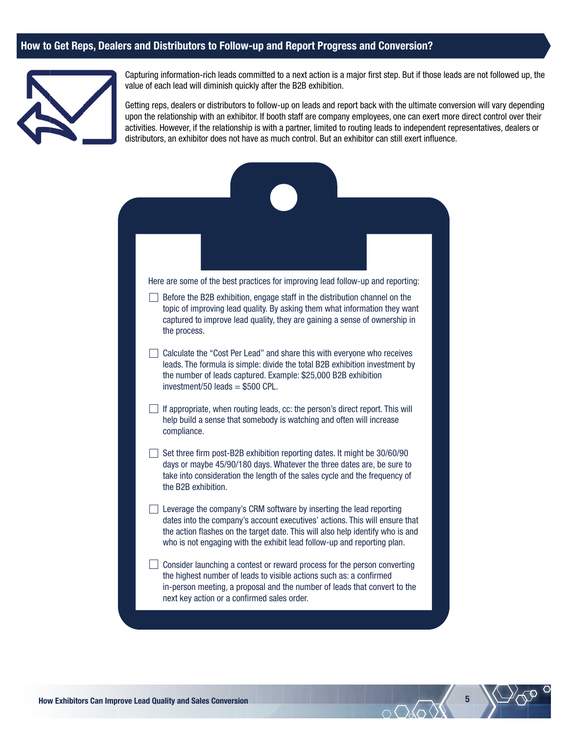## How to Get Reps, Dealers and Distributors to Follow-up and Report Progress and Conversion?

Capturing information-rich leads committed to a next action is a major first step. But if those leads are not followed up, the value of each lead will diminish quickly after the B2B exhibition.

Getting reps, dealers or distributors to follow-up on leads and report back with the ultimate conversion will vary depending upon the relationship with an exhibitor. If booth staff are company employees, one can exert more direct control over their activities. However, if the relationship is with a partner, limited to routing leads to independent representatives, dealers or distributors, an exhibitor does not have as much control. But an exhibitor can still exert influence.

Here are some of the best practices for improving lead follow-up and reporting:

- [ ] Before the B2B exhibition, engage staff in the distribution channel on the topic of improving lead quality. By asking them what information they want captured to improve lead quality, they are gaining a sense of ownership in the process.
- [ ] Calculate the "Cost Per Lead" and share this with everyone who receives leads. The formula is simple: divide the total B2B exhibition investment by the number of leads captured. Example: $25,000 B2B exhibition investment/50 leads = $500 CPL.
- [ ] If appropriate, when routing leads, cc: the person's direct report. This will help build a sense that somebody is watching and often will increase compliance.
- [ ] Set three firm post-B2B exhibition reporting dates. It might be 30/60/90 days or maybe 45/90/180 days. Whatever the three dates are, be sure to take into consideration the length of the sales cycle and the frequency of the B2B exhibition.
- [ ] Leverage the company's CRM software by inserting the lead reporting dates into the company's account executives' actions. This will ensure that the action flashes on the target date. This will also help identify who is and who is not engaging with the exhibit lead follow-up and reporting plan.
- [ ] Consider launching a contest or reward process for the person converting the highest number of leads to visible actions such as: a confirmed in-person meeting, a proposal and the number of leads that convert to the next key action or a confirmed sales order.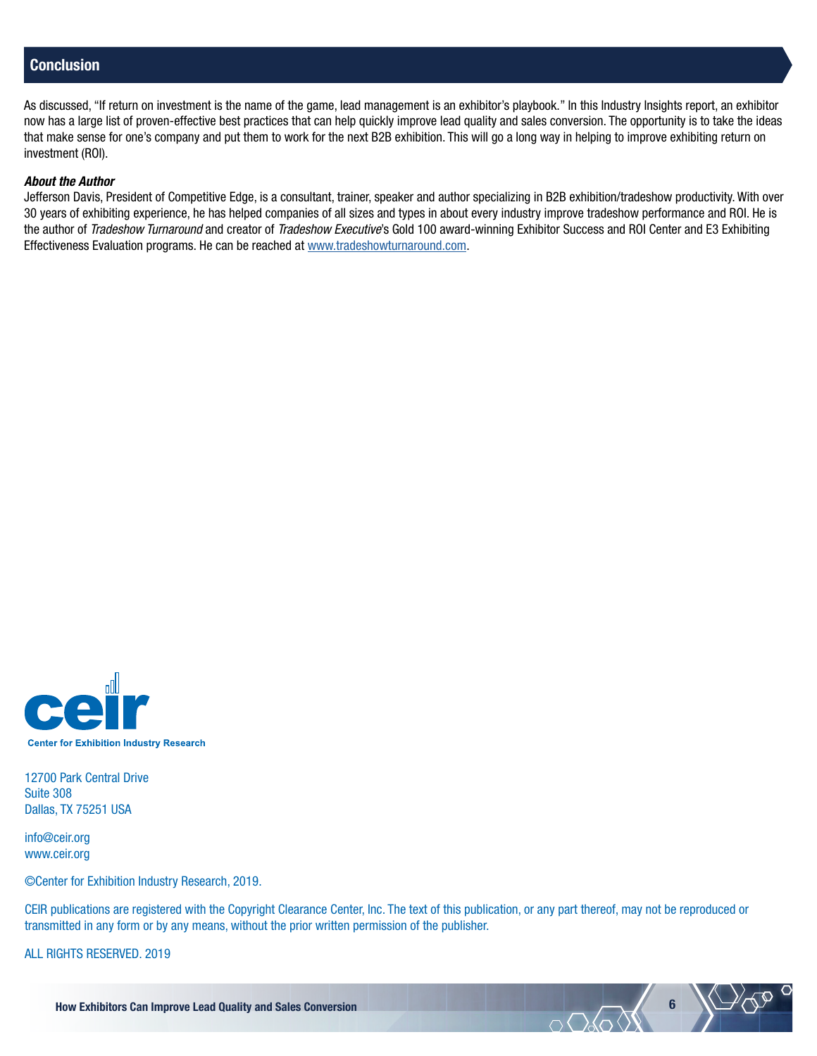## Conclusion

As discussed, “If return on investment is the name of the game, lead management is an exhibitor’s playbook.” In this Industry Insights report, an exhibitor now has a large list of proven-effective best practices that can help quickly improve lead quality and sales conversion. The opportunity is to take the ideas that make sense for one’s company and put them to work for the next B2B exhibition. This will go a long way in helping to improve exhibiting return on investment (ROI).

***About the Author***

Jefferson Davis, President of Competitive Edge, is a consultant, trainer, speaker and author specializing in B2B exhibition/tradeshow productivity. With over 30 years of exhibiting experience, he has helped companies of all sizes and types in about every industry improve tradeshow performance and ROI. He is the author of *Tradeshow Turnaround* and creator of *Tradeshow Executive*’s Gold 100 award-winning Exhibitor Success and ROI Center and E3 Exhibiting Effectiveness Evaluation programs. He can be reached at [www.tradeshowturnaround.com](http://www.tradeshowturnaround.com).

ceir

Center for Exhibition Industry Research

12700 Park Central Drive
Suite 308
Dallas, TX 75251 USA

info@ceir.org
www.ceir.org

©Center for Exhibition Industry Research, 2019.

CEIR publications are registered with the Copyright Clearance Center, Inc. The text of this publication, or any part thereof, may not be reproduced or transmitted in any form or by any means, without the prior written permission of the publisher.

ALL RIGHTS RESERVED. 2019